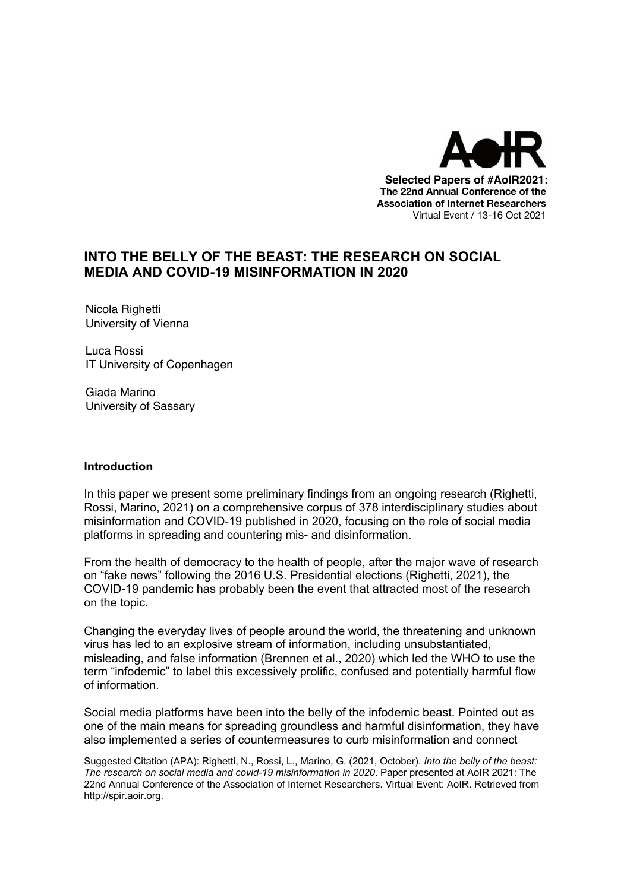**Selected Papers of #AoIR2021:**
**The 22nd Annual Conference of the Association of Internet Researchers**
Virtual Event / 13-16 Oct 2021

# INTO THE BELLY OF THE BEAST: THE RESEARCH ON SOCIAL MEDIA AND COVID-19 MISINFORMATION IN 2020

Nicola Righetti
University of Vienna

Luca Rossi
IT University of Copenhagen

Giada Marino
University of Sassary

## Introduction

In this paper we present some preliminary findings from an ongoing research (Righetti, Rossi, Marino, 2021) on a comprehensive corpus of 378 interdisciplinary studies about misinformation and COVID-19 published in 2020, focusing on the role of social media platforms in spreading and countering mis- and disinformation.

From the health of democracy to the health of people, after the major wave of research on "fake news" following the 2016 U.S. Presidential elections (Righetti, 2021), the COVID-19 pandemic has probably been the event that attracted most of the research on the topic.

Changing the everyday lives of people around the world, the threatening and unknown virus has led to an explosive stream of information, including unsubstantiated, misleading, and false information (Brennen et al., 2020) which led the WHO to use the term "infodemic" to label this excessively prolific, confused and potentially harmful flow of information.

Social media platforms have been into the belly of the infodemic beast. Pointed out as one of the main means for spreading groundless and harmful disinformation, they have also implemented a series of countermeasures to curb misinformation and connect

Suggested Citation (APA): Righetti, N., Rossi, L., Marino, G. (2021, October). *Into the belly of the beast: The research on social media and covid-19 misinformation in 2020*. Paper presented at AoIR 2021: The 22nd Annual Conference of the Association of Internet Researchers. Virtual Event: AoIR. Retrieved from http://spir.aoir.org.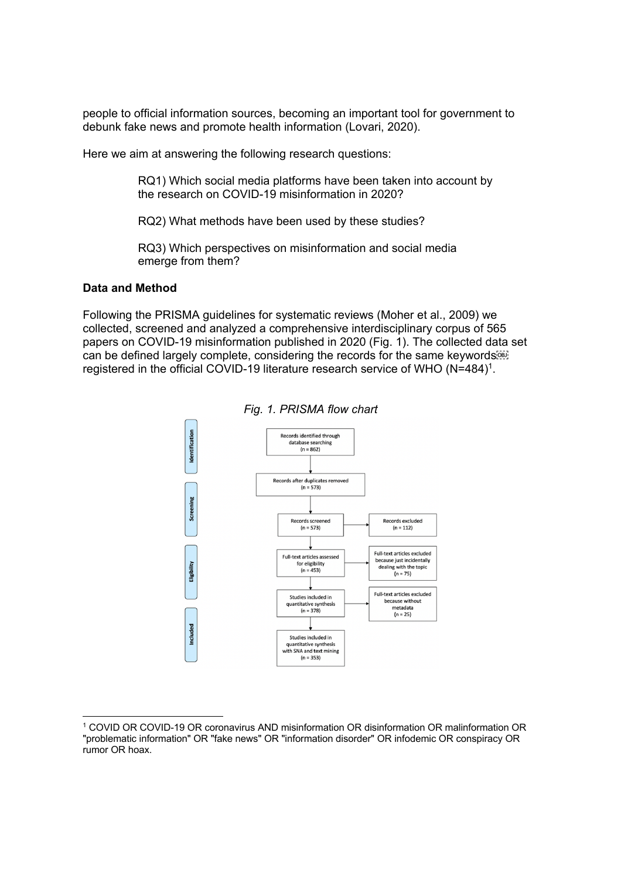people to official information sources, becoming an important tool for government to debunk fake news and promote health information (Lovari, 2020).

Here we aim at answering the following research questions:

> RQ1) Which social media platforms have been taken into account by the research on COVID-19 misinformation in 2020?
>
> RQ2) What methods have been used by these studies?
>
> RQ3) Which perspectives on misinformation and social media emerge from them?

**Data and Method**

Following the PRISMA guidelines for systematic reviews (Moher et al., 2009) we collected, screened and analyzed a comprehensive interdisciplinary corpus of 565 papers on COVID-19 misinformation published in 2020 (Fig. 1). The collected data set can be defined largely complete, considering the records for the same keywords registered in the official COVID-19 literature research service of WHO (N=484)[1].

*Fig. 1. PRISMA flow chart*

- **Identification**: Records identified through database searching (n = 862)
- Records after duplicates removed (n = 573)
- **Screening**: Records screened (n = 573) → Records excluded (n = 112)
- **Eligibility**: Full-text articles assessed for eligibility (n = 453) → Full-text articles excluded because just incidentally dealing with the topic (n = 75)
- Studies included in quantitative synthesis (n = 378) → Full-text articles excluded because without metadata (n = 25)
- **Included**: Studies included in quantitative synthesis with SNA and text mining (n = 353)

---

[1] COVID OR COVID-19 OR coronavirus AND misinformation OR disinformation OR malinformation OR "problematic information" OR "fake news" OR "information disorder" OR infodemic OR conspiracy OR rumor OR hoax.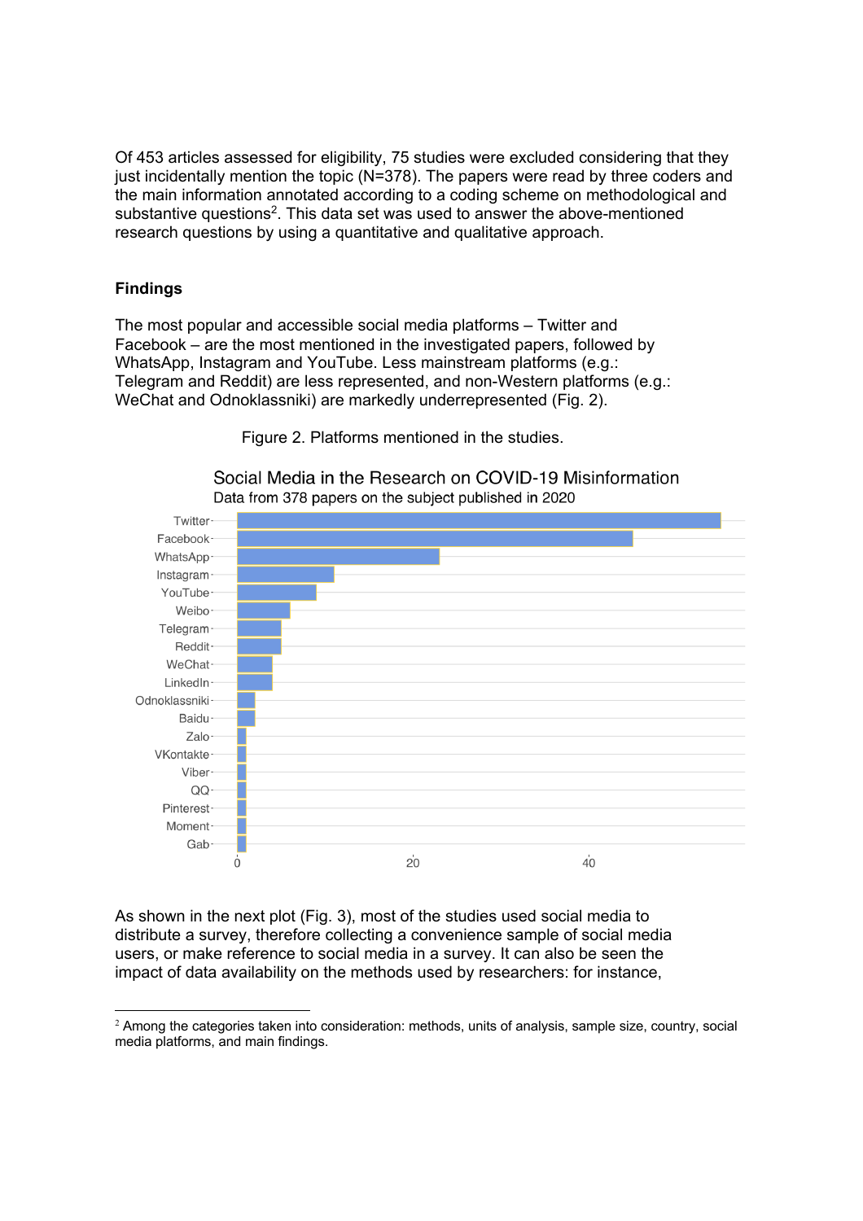Of 453 articles assessed for eligibility, 75 studies were excluded considering that they just incidentally mention the topic (N=378). The papers were read by three coders and the main information annotated according to a coding scheme on methodological and substantive questions[2]. This data set was used to answer the above-mentioned research questions by using a quantitative and qualitative approach.

### Findings

The most popular and accessible social media platforms – Twitter and Facebook – are the most mentioned in the investigated papers, followed by WhatsApp, Instagram and YouTube. Less mainstream platforms (e.g.: Telegram and Reddit) are less represented, and non-Western platforms (e.g.: WeChat and Odnoklassniki) are markedly underrepresented (Fig. 2).

Figure 2. Platforms mentioned in the studies.

Social Media in the Research on COVID-19 Misinformation
Data from 378 papers on the subject published in 2020

As shown in the next plot (Fig. 3), most of the studies used social media to distribute a survey, therefore collecting a convenience sample of social media users, or make reference to social media in a survey. It can also be seen the impact of data availability on the methods used by researchers: for instance,

[2] Among the categories taken into consideration: methods, units of analysis, sample size, country, social media platforms, and main findings.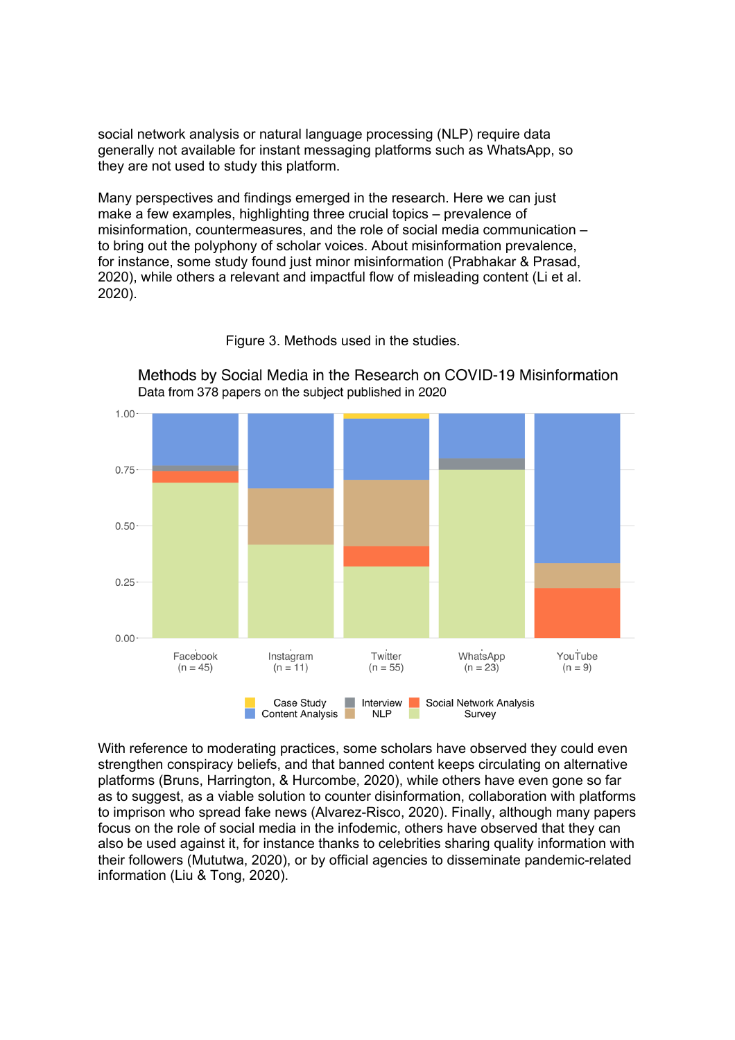social network analysis or natural language processing (NLP) require data generally not available for instant messaging platforms such as WhatsApp, so they are not used to study this platform.

Many perspectives and findings emerged in the research. Here we can just make a few examples, highlighting three crucial topics – prevalence of misinformation, countermeasures, and the role of social media communication – to bring out the polyphony of scholar voices. About misinformation prevalence, for instance, some study found just minor misinformation (Prabhakar & Prasad, 2020), while others a relevant and impactful flow of misleading content (Li et al. 2020).

Figure 3. Methods used in the studies.

With reference to moderating practices, some scholars have observed they could even strengthen conspiracy beliefs, and that banned content keeps circulating on alternative platforms (Bruns, Harrington, & Hurcombe, 2020), while others have even gone so far as to suggest, as a viable solution to counter disinformation, collaboration with platforms to imprison who spread fake news (Alvarez-Risco, 2020). Finally, although many papers focus on the role of social media in the infodemic, others have observed that they can also be used against it, for instance thanks to celebrities sharing quality information with their followers (Mututwa, 2020), or by official agencies to disseminate pandemic-related information (Liu & Tong, 2020).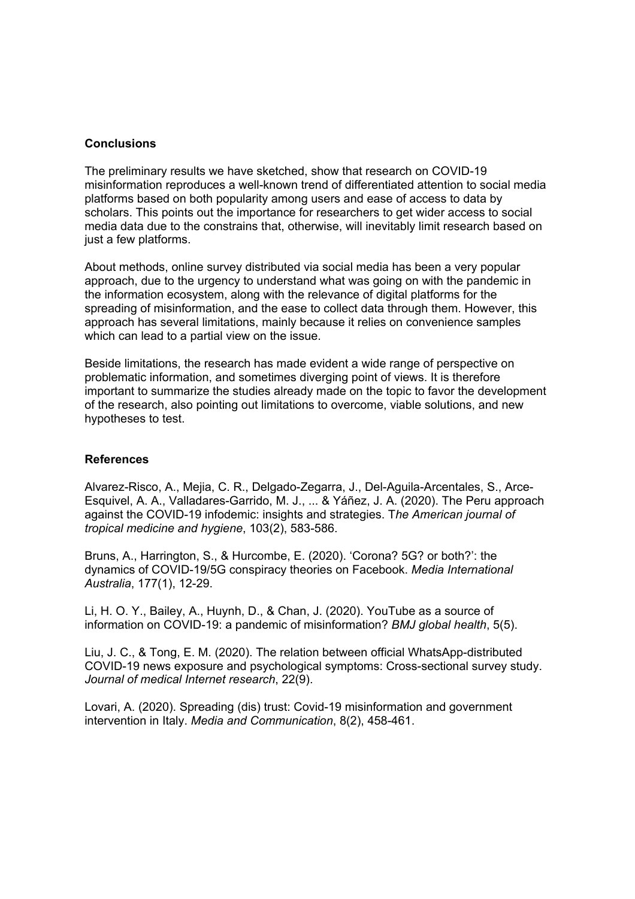## Conclusions

The preliminary results we have sketched, show that research on COVID-19 misinformation reproduces a well-known trend of differentiated attention to social media platforms based on both popularity among users and ease of access to data by scholars. This points out the importance for researchers to get wider access to social media data due to the constrains that, otherwise, will inevitably limit research based on just a few platforms.

About methods, online survey distributed via social media has been a very popular approach, due to the urgency to understand what was going on with the pandemic in the information ecosystem, along with the relevance of digital platforms for the spreading of misinformation, and the ease to collect data through them. However, this approach has several limitations, mainly because it relies on convenience samples which can lead to a partial view on the issue.

Beside limitations, the research has made evident a wide range of perspective on problematic information, and sometimes diverging point of views. It is therefore important to summarize the studies already made on the topic to favor the development of the research, also pointing out limitations to overcome, viable solutions, and new hypotheses to test.

## References

Alvarez-Risco, A., Mejia, C. R., Delgado-Zegarra, J., Del-Aguila-Arcentales, S., Arce-Esquivel, A. A., Valladares-Garrido, M. J., ... & Yáñez, J. A. (2020). The Peru approach against the COVID-19 infodemic: insights and strategies. T*he American journal of tropical medicine and hygiene*, 103(2), 583-586.

Bruns, A., Harrington, S., & Hurcombe, E. (2020). 'Corona? 5G? or both?': the dynamics of COVID-19/5G conspiracy theories on Facebook. *Media International Australia*, 177(1), 12-29.

Li, H. O. Y., Bailey, A., Huynh, D., & Chan, J. (2020). YouTube as a source of information on COVID-19: a pandemic of misinformation? *BMJ global health*, 5(5).

Liu, J. C., & Tong, E. M. (2020). The relation between official WhatsApp-distributed COVID-19 news exposure and psychological symptoms: Cross-sectional survey study. *Journal of medical Internet research*, 22(9).

Lovari, A. (2020). Spreading (dis) trust: Covid-19 misinformation and government intervention in Italy. *Media and Communication*, 8(2), 458-461.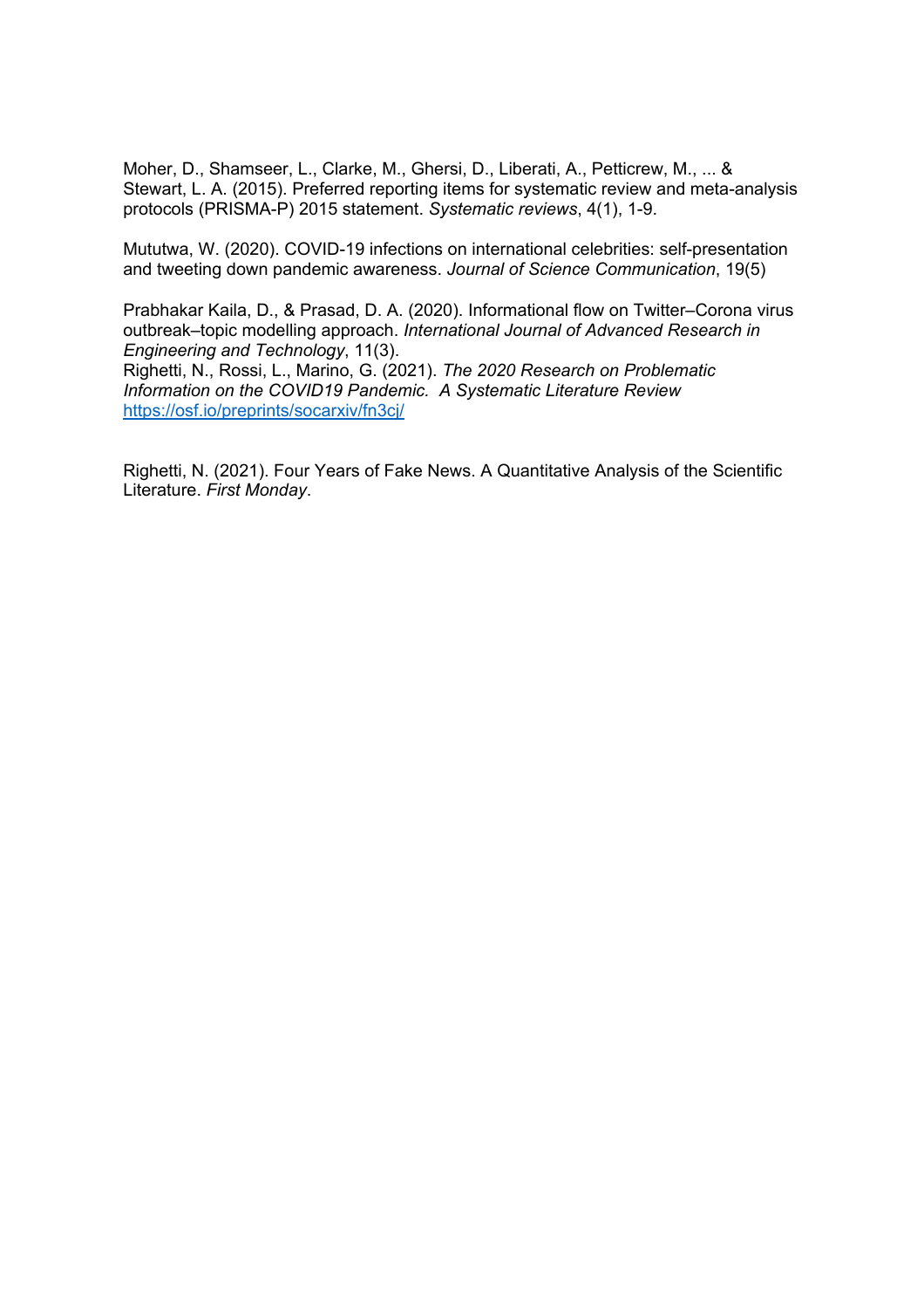Moher, D., Shamseer, L., Clarke, M., Ghersi, D., Liberati, A., Petticrew, M., ... & Stewart, L. A. (2015). Preferred reporting items for systematic review and meta-analysis protocols (PRISMA-P) 2015 statement. *Systematic reviews*, 4(1), 1-9.

Mututwa, W. (2020). COVID-19 infections on international celebrities: self-presentation and tweeting down pandemic awareness. *Journal of Science Communication*, 19(5)

Prabhakar Kaila, D., & Prasad, D. A. (2020). Informational flow on Twitter–Corona virus outbreak–topic modelling approach. *International Journal of Advanced Research in Engineering and Technology*, 11(3).

Righetti, N., Rossi, L., Marino, G. (2021). *The 2020 Research on Problematic Information on the COVID19 Pandemic. A Systematic Literature Review* https://osf.io/preprints/socarxiv/fn3cj/

Righetti, N. (2021). Four Years of Fake News. A Quantitative Analysis of the Scientific Literature. *First Monday*.